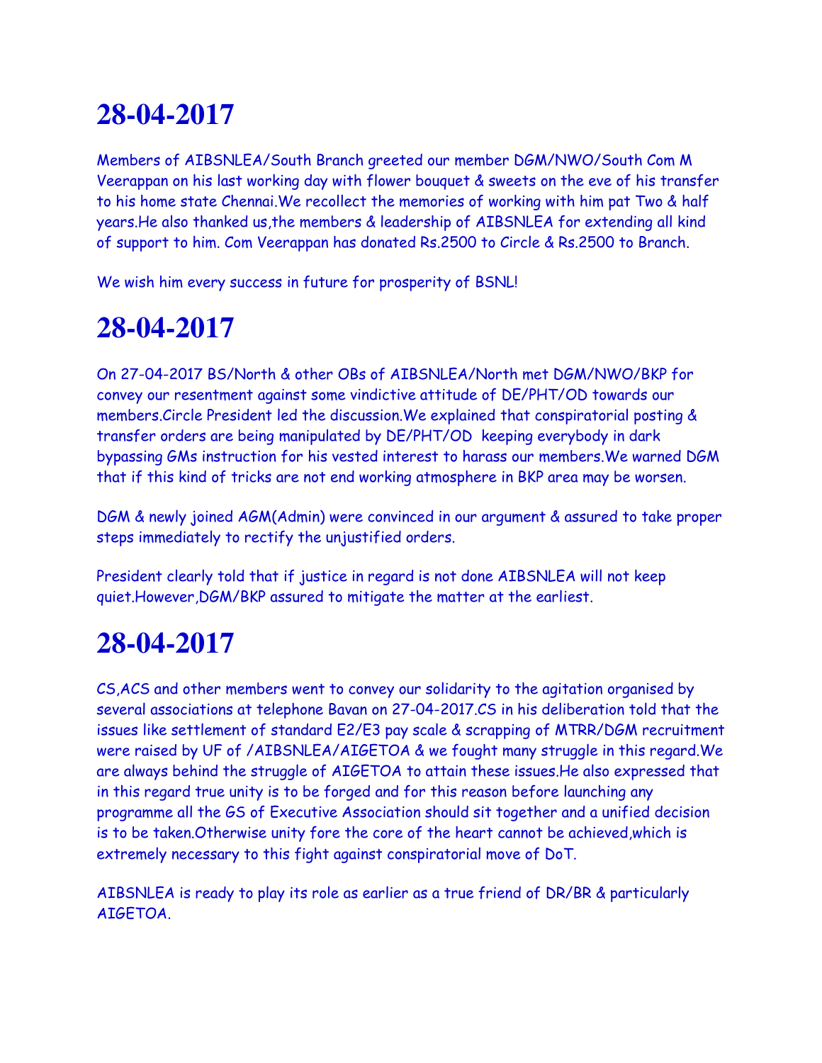# 28-04-2017

Members of AIBSNLEA/South Branch greeted our member DGM/NWO/South Com M Veerappan on his last working day with flower bouquet & sweets on the eve of his transfer to his home state Chennai.We recollect the memories of working with him pat Two & half years.He also thanked us,the members & leadership of AIBSNLEA for extending all kind of support to him. Com Veerappan has donated Rs.2500 to Circle & Rs.2500 to Branch.

We wish him every success in future for prosperity of BSNL!

# 28-04-2017

On 27-04-2017 BS/North & other OBs of AIBSNLEA/North met DGM/NWO/BKP for convey our resentment against some vindictive attitude of DE/PHT/OD towards our members.Circle President led the discussion.We explained that conspiratorial posting & transfer orders are being manipulated by DE/PHT/OD keeping everybody in dark bypassing GMs instruction for his vested interest to harass our members.We warned DGM that if this kind of tricks are not end working atmosphere in BKP area may be worsen.

DGM & newly joined AGM(Admin) were convinced in our argument & assured to take proper steps immediately to rectify the unjustified orders.

President clearly told that if justice in regard is not done AIBSNLEA will not keep quiet.However,DGM/BKP assured to mitigate the matter at the earliest.

# 28-04-2017

CS,ACS and other members went to convey our solidarity to the agitation organised by several associations at telephone Bavan on 27-04-2017.CS in his deliberation told that the issues like settlement of standard E2/E3 pay scale & scrapping of MTRR/DGM recruitment were raised by UF of /AIBSNLEA/AIGETOA & we fought many struggle in this regard.We are always behind the struggle of AIGETOA to attain these issues.He also expressed that in this regard true unity is to be forged and for this reason before launching any programme all the GS of Executive Association should sit together and a unified decision is to be taken.Otherwise unity fore the core of the heart cannot be achieved,which is extremely necessary to this fight against conspiratorial move of DoT.

AIBSNLEA is ready to play its role as earlier as a true friend of DR/BR & particularly AIGETOA.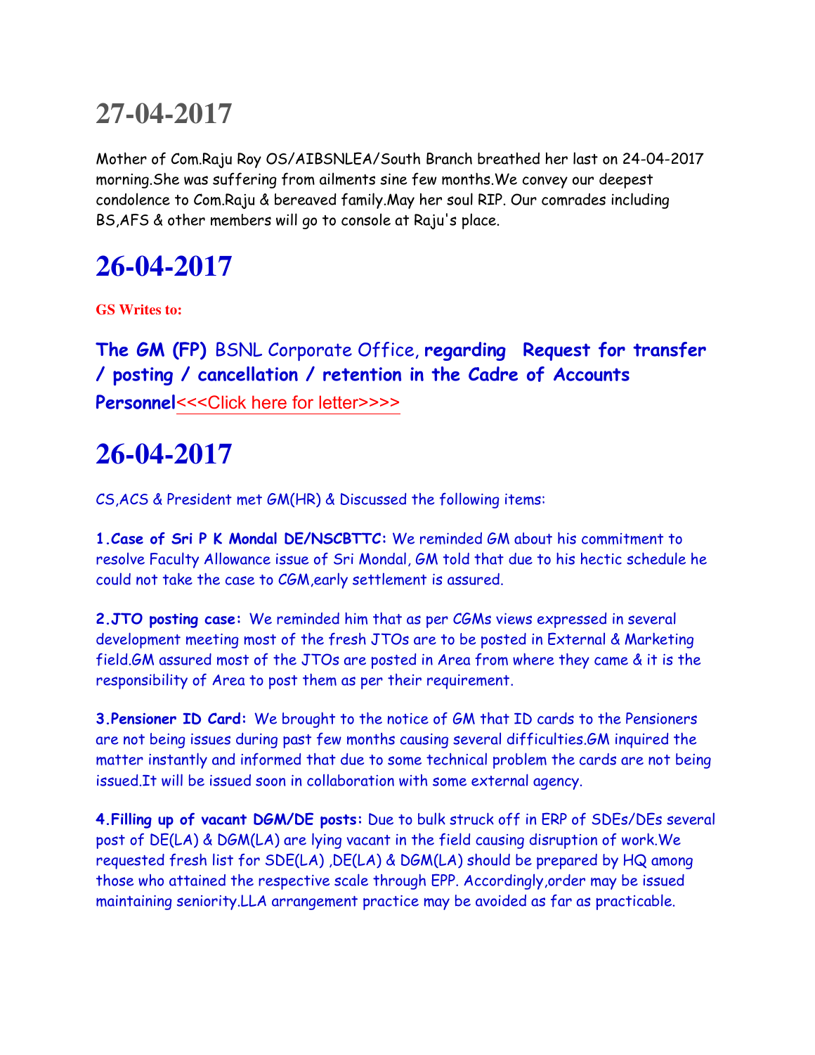# 27-04-2017

Mother of Com.Raju Roy OS/AIBSNLEA/South Branch breathed her last on 24-04-2017 morning.She was suffering from ailments sine few months.We convey our deepest condolence to Com.Raju & bereaved family.May her soul RIP. Our comrades including BS,AFS & other members will go to console at Raju's place.

# 26-04-2017

**GS Writes to:**

**The GM (FP)** BSNL Corporate Office, **regarding Request for transfer / posting / cancellation / retention in the Cadre of Accounts Personnel**<<<Click here for letter>>>>

# 26-04-2017

CS,ACS & President met GM(HR) & Discussed the following items:

**1.Case of Sri P K Mondal DE/NSCBTTC:** We reminded GM about his commitment to resolve Faculty Allowance issue of Sri Mondal, GM told that due to his hectic schedule he could not take the case to CGM,early settlement is assured.

**2.JTO posting case:** We reminded him that as per CGMs views expressed in several development meeting most of the fresh JTOs are to be posted in External & Marketing field.GM assured most of the JTOs are posted in Area from where they came & it is the responsibility of Area to post them as per their requirement.

**3.Pensioner ID Card:** We brought to the notice of GM that ID cards to the Pensioners are not being issues during past few months causing several difficulties.GM inquired the matter instantly and informed that due to some technical problem the cards are not being issued.It will be issued soon in collaboration with some external agency.

**4.Filling up of vacant DGM/DE posts:** Due to bulk struck off in ERP of SDEs/DEs several post of DE(LA) & DGM(LA) are lying vacant in the field causing disruption of work.We requested fresh list for SDE(LA) ,DE(LA) & DGM(LA) should be prepared by HQ among those who attained the respective scale through EPP. Accordingly,order may be issued maintaining seniority.LLA arrangement practice may be avoided as far as practicable.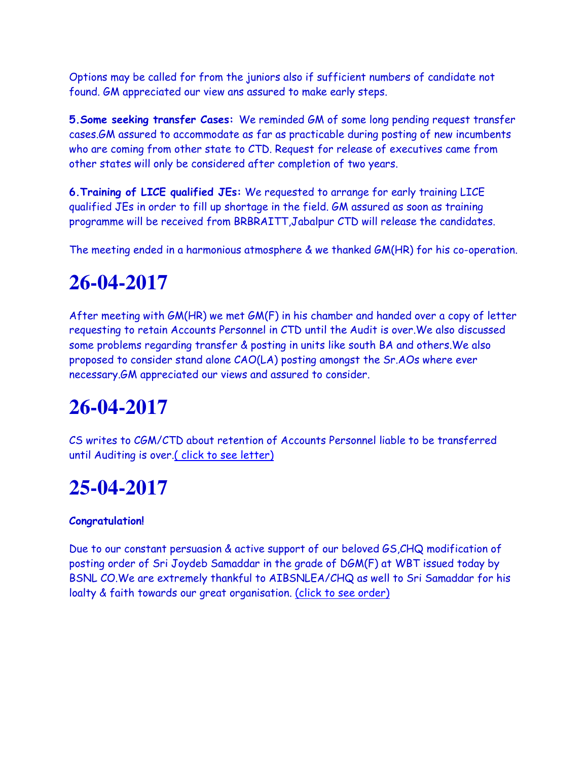Options may be called for from the juniors also if sufficient numbers of candidate not found. GM appreciated our view ans assured to make early steps.

**5.Some seeking transfer Cases:** We reminded GM of some long pending request transfer cases.GM assured to accommodate as far as practicable during posting of new incumbents who are coming from other state to CTD. Request for release of executives came from other states will only be considered after completion of two years.

**6.Training of LICE qualified JEs:** We requested to arrange for early training LICE qualified JEs in order to fill up shortage in the field. GM assured as soon as training programme will be received from BRBRAITT,Jabalpur CTD will release the candidates.

The meeting ended in a harmonious atmosphere & we thanked GM(HR) for his co-operation.

# 26-04-2017

After meeting with GM(HR) we met GM(F) in his chamber and handed over a copy of letter requesting to retain Accounts Personnel in CTD until the Audit is over.We also discussed some problems regarding transfer & posting in units like south BA and others.We also proposed to consider stand alone CAO(LA) posting amongst the Sr.AOs where ever necessary.GM appreciated our views and assured to consider.

# 26-04-2017

CS writes to CGM/CTD about retention of Accounts Personnel liable to be transferred until Auditing is over.( click to see letter)

# 25-04-2017

**Congratulation!**

Due to our constant persuasion & active support of our beloved GS,CHQ modification of posting order of Sri Joydeb Samaddar in the grade of DGM(F) at WBT issued today by BSNL CO.We are extremely thankful to AIBSNLEA/CHQ as well to Sri Samaddar for his loalty & faith towards our great organisation. (click to see order)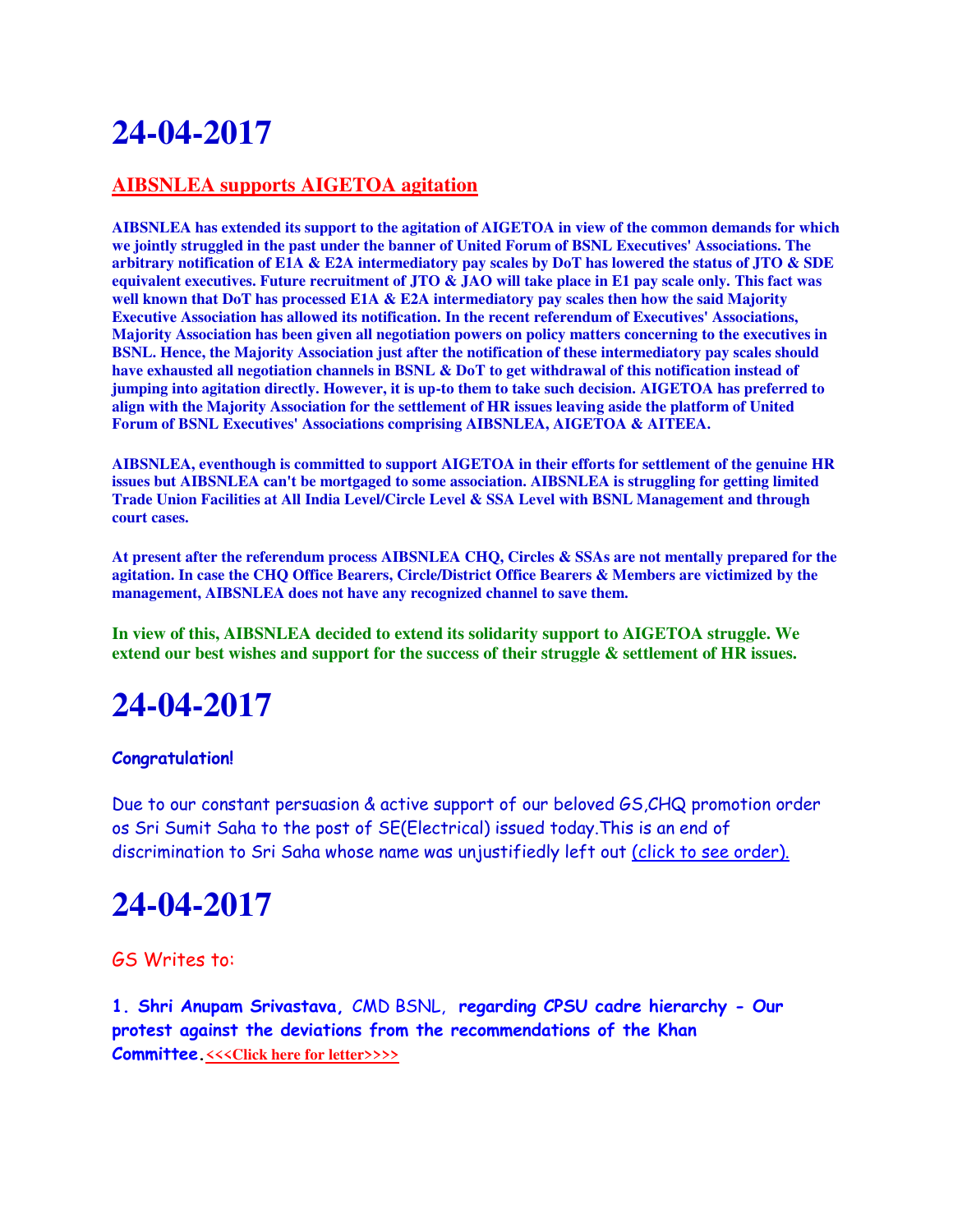# 24-04-2017

## AIBSNLEA supports AIGETOA agitation

**AIBSNLEA has extended its support to the agitation of AIGETOA in view of the common demands for which we jointly struggled in the past under the banner of United Forum of BSNL Executives' Associations. The arbitrary notification of E1A & E2A intermediatory pay scales by DoT has lowered the status of JTO & SDE equivalent executives. Future recruitment of JTO & JAO will take place in E1 pay scale only. This fact was well known that DoT has processed E1A & E2A intermediatory pay scales then how the said Majority Executive Association has allowed its notification. In the recent referendum of Executives' Associations, Majority Association has been given all negotiation powers on policy matters concerning to the executives in BSNL. Hence, the Majority Association just after the notification of these intermediatory pay scales should have exhausted all negotiation channels in BSNL & DoT to get withdrawal of this notification instead of jumping into agitation directly. However, it is up-to them to take such decision. AIGETOA has preferred to align with the Majority Association for the settlement of HR issues leaving aside the platform of United Forum of BSNL Executives' Associations comprising AIBSNLEA, AIGETOA & AITEEA.**

**AIBSNLEA, eventhough is committed to support AIGETOA in their efforts for settlement of the genuine HR issues but AIBSNLEA can't be mortgaged to some association. AIBSNLEA is struggling for getting limited Trade Union Facilities at All India Level/Circle Level & SSA Level with BSNL Management and through court cases.**

**At present after the referendum process AIBSNLEA CHQ, Circles & SSAs are not mentally prepared for the agitation. In case the CHQ Office Bearers, Circle/District Office Bearers & Members are victimized by the management, AIBSNLEA does not have any recognized channel to save them.**

**In view of this, AIBSNLEA decided to extend its solidarity support to AIGETOA struggle. We extend our best wishes and support for the success of their struggle & settlement of HR issues.**

# 24-04-2017

**Congratulation!**

Due to our constant persuasion & active support of our beloved GS,CHQ promotion order os Sri Sumit Saha to the post of SE(Electrical) issued today.This is an end of discrimination to Sri Saha whose name was unjustifiedly left out (click to see order).

# 24-04-2017

GS Writes to:

**1. Shri Anupam Srivastava,** CMD BSNL, **regarding CPSU cadre hierarchy - Our protest against the deviations from the recommendations of the Khan Committee.<<<Click here for letter>>>>**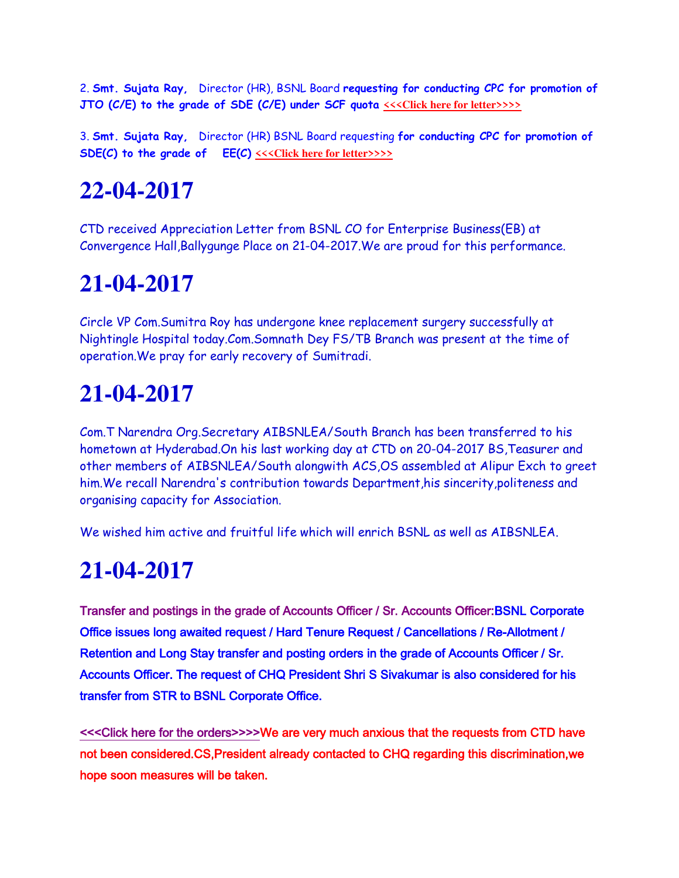2. **Smt. Sujata Ray,** Director (HR), BSNL Board **requesting for conducting CPC for promotion of JTO (C/E) to the grade of SDE (C/E) under SCF quota** <<<Click here for letter>>>>

3. **Smt. Sujata Ray,** Director (HR) BSNL Board requesting **for conducting CPC for promotion of SDE(C) to the grade of EE(C)** <<<Click here for letter>>>>

# 22-04-2017

CTD received Appreciation Letter from BSNL CO for Enterprise Business(EB) at Convergence Hall,Ballygunge Place on 21-04-2017.We are proud for this performance.

# 21-04-2017

Circle VP Com.Sumitra Roy has undergone knee replacement surgery successfully at Nightingle Hospital today.Com.Somnath Dey FS/TB Branch was present at the time of operation.We pray for early recovery of Sumitradi.

# 21-04-2017

Com.T Narendra Org.Secretary AIBSNLEA/South Branch has been transferred to his hometown at Hyderabad.On his last working day at CTD on 20-04-2017 BS,Teasurer and other members of AIBSNLEA/South alongwith ACS,OS assembled at Alipur Exch to greet him.We recall Narendra's contribution towards Department,his sincerity,politeness and organising capacity for Association.

We wished him active and fruitful life which will enrich BSNL as well as AIBSNLEA.

# 21-04-2017

Transfer and postings in the grade of Accounts Officer / Sr. Accounts Officer:BSNL Corporate Office issues long awaited request / Hard Tenure Request / Cancellations / Re-Allotment / Retention and Long Stay transfer and posting orders in the grade of Accounts Officer / Sr. Accounts Officer. The request of CHQ President Shri S Sivakumar is also considered for his transfer from STR to BSNL Corporate Office.

<<<Click here for the orders>>>>We are very much anxious that the requests from CTD have not been considered.CS,President already contacted to CHQ regarding this discrimination,we hope soon measures will be taken.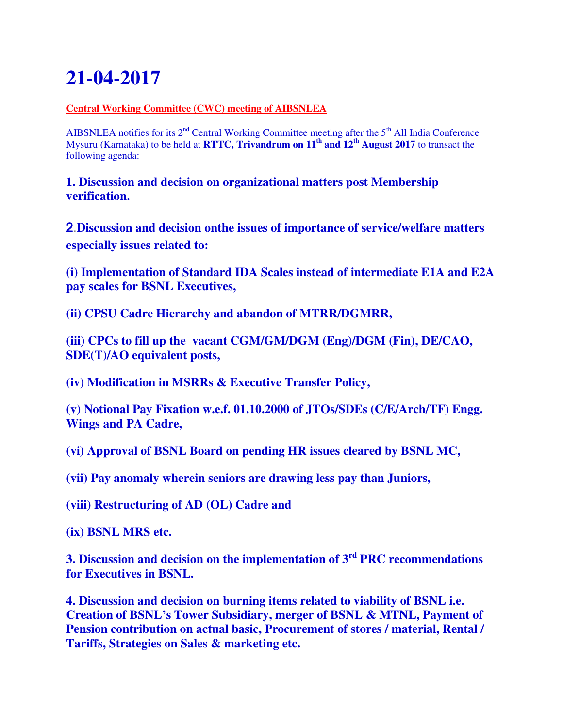# 21-04-2017

**Central Working Committee (CWC) meeting of AIBSNLEA**

AIBSNLEA notifies for its 2nd Central Working Committee meeting after the 5th All India Conference Mysuru (Karnataka) to be held at **RTTC, Trivandrum on 11th and 12th August 2017** to transact the following agenda:

**1. Discussion and decision on organizational matters post Membership verification.**

**2. Discussion and decision onthe issues of importance of service/welfare matters especially issues related to:**

**(i) Implementation of Standard IDA Scales instead of intermediate E1A and E2A pay scales for BSNL Executives,**

**(ii) CPSU Cadre Hierarchy and abandon of MTRR/DGMRR,**

**(iii) CPCs to fill up the vacant CGM/GM/DGM (Eng)/DGM (Fin), DE/CAO, SDE(T)/AO equivalent posts,**

**(iv) Modification in MSRRs & Executive Transfer Policy,**

**(v) Notional Pay Fixation w.e.f. 01.10.2000 of JTOs/SDEs (C/E/Arch/TF) Engg. Wings and PA Cadre,**

**(vi) Approval of BSNL Board on pending HR issues cleared by BSNL MC,**

**(vii) Pay anomaly wherein seniors are drawing less pay than Juniors,**

**(viii) Restructuring of AD (OL) Cadre and**

**(ix) BSNL MRS etc.**

**3. Discussion and decision on the implementation of 3rd PRC recommendations for Executives in BSNL.**

**4. Discussion and decision on burning items related to viability of BSNL i.e. Creation of BSNL's Tower Subsidiary, merger of BSNL & MTNL, Payment of Pension contribution on actual basic, Procurement of stores / material, Rental / Tariffs, Strategies on Sales & marketing etc.**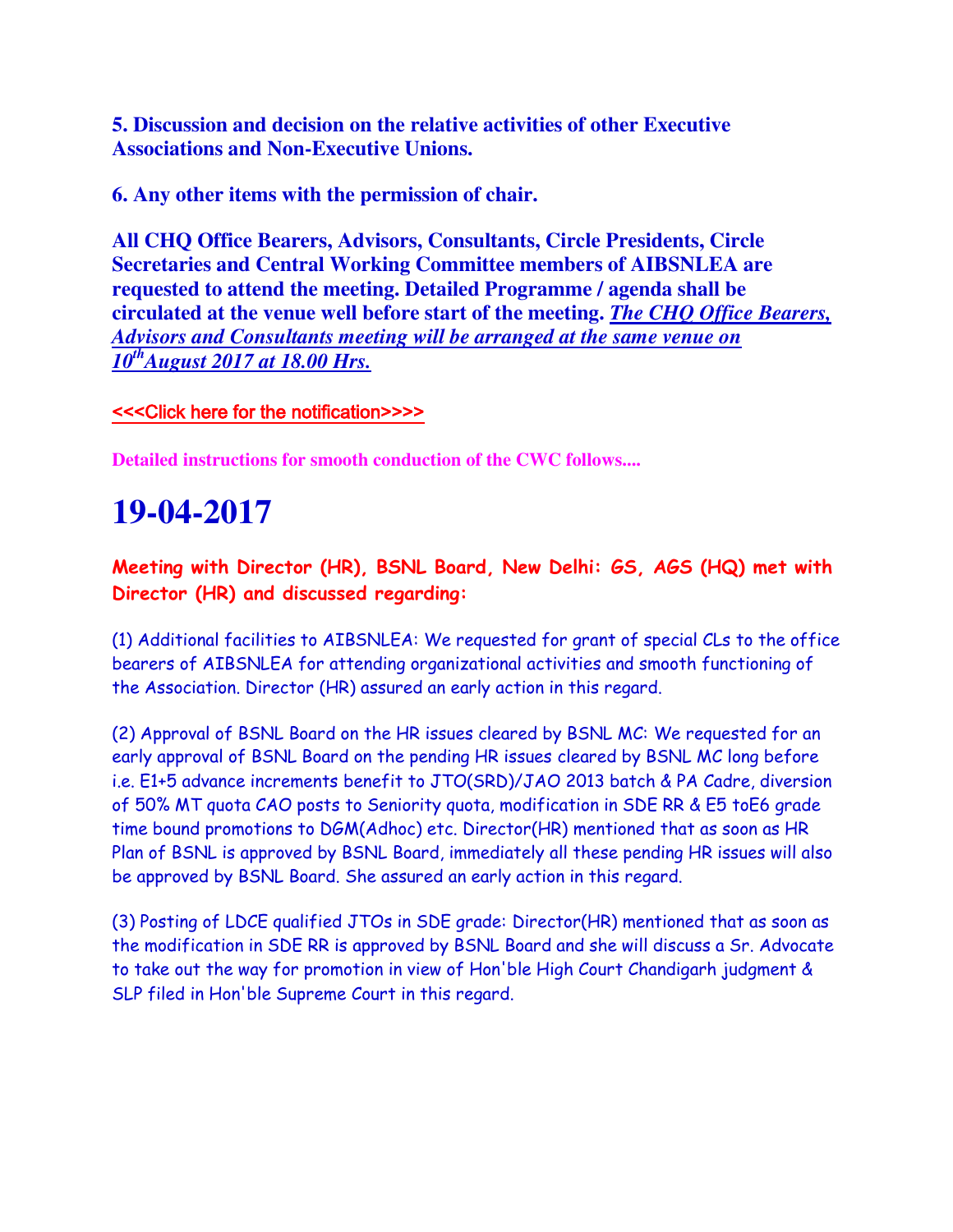**5. Discussion and decision on the relative activities of other Executive Associations and Non-Executive Unions.**

**6. Any other items with the permission of chair.**

**All CHQ Office Bearers, Advisors, Consultants, Circle Presidents, Circle Secretaries and Central Working Committee members of AIBSNLEA are requested to attend the meeting. Detailed Programme / agenda shall be circulated at the venue well before start of the meeting. *The CHQ Office Bearers, Advisors and Consultants meeting will be arranged at the same venue on 10th August 2017 at 18.00 Hrs.***

<<<Click here for the notification>>>>

**Detailed instructions for smooth conduction of the CWC follows....**

# 19-04-2017

**Meeting with Director (HR), BSNL Board, New Delhi: GS, AGS (HQ) met with Director (HR) and discussed regarding:**

(1) Additional facilities to AIBSNLEA: We requested for grant of special CLs to the office bearers of AIBSNLEA for attending organizational activities and smooth functioning of the Association. Director (HR) assured an early action in this regard.

(2) Approval of BSNL Board on the HR issues cleared by BSNL MC: We requested for an early approval of BSNL Board on the pending HR issues cleared by BSNL MC long before i.e. E1+5 advance increments benefit to JTO(SRD)/JAO 2013 batch & PA Cadre, diversion of 50% MT quota CAO posts to Seniority quota, modification in SDE RR & E5 toE6 grade time bound promotions to DGM(Adhoc) etc. Director(HR) mentioned that as soon as HR Plan of BSNL is approved by BSNL Board, immediately all these pending HR issues will also be approved by BSNL Board. She assured an early action in this regard.

(3) Posting of LDCE qualified JTOs in SDE grade: Director(HR) mentioned that as soon as the modification in SDE RR is approved by BSNL Board and she will discuss a Sr. Advocate to take out the way for promotion in view of Hon'ble High Court Chandigarh judgment & SLP filed in Hon'ble Supreme Court in this regard.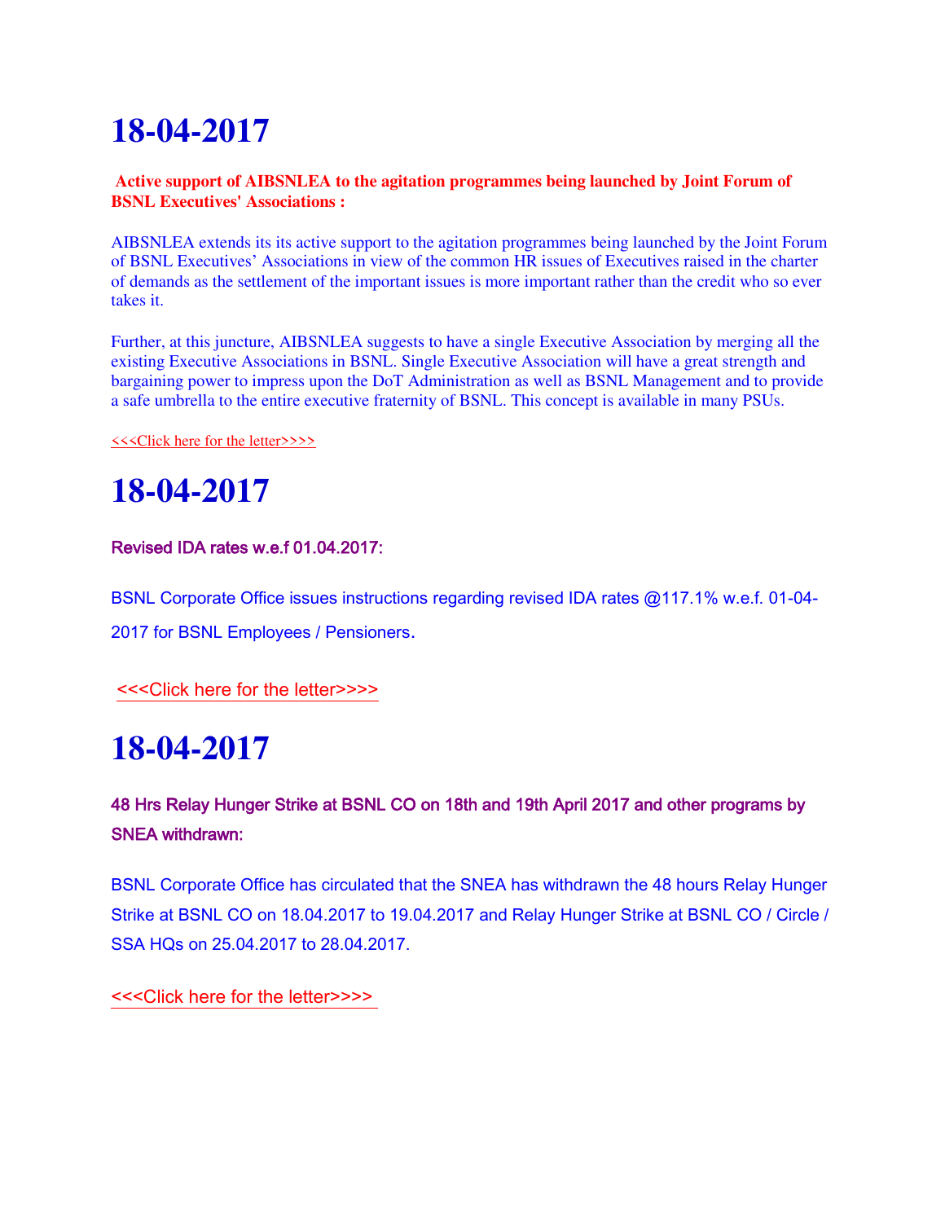# 18-04-2017

**Active support of AIBSNLEA to the agitation programmes being launched by Joint Forum of BSNL Executives' Associations :**

AIBSNLEA extends its its active support to the agitation programmes being launched by the Joint Forum of BSNL Executives' Associations in view of the common HR issues of Executives raised in the charter of demands as the settlement of the important issues is more important rather than the credit who so ever takes it.

Further, at this juncture, AIBSNLEA suggests to have a single Executive Association by merging all the existing Executive Associations in BSNL. Single Executive Association will have a great strength and bargaining power to impress upon the DoT Administration as well as BSNL Management and to provide a safe umbrella to the entire executive fraternity of BSNL. This concept is available in many PSUs.

<<<Click here for the letter>>>>

# 18-04-2017

**Revised IDA rates w.e.f 01.04.2017:**

BSNL Corporate Office issues instructions regarding revised IDA rates @117.1% w.e.f. 01-04-2017 for BSNL Employees / Pensioners.

<<<Click here for the letter>>>>

# 18-04-2017

**48 Hrs Relay Hunger Strike at BSNL CO on 18th and 19th April 2017 and other programs by SNEA withdrawn:**

BSNL Corporate Office has circulated that the SNEA has withdrawn the 48 hours Relay Hunger Strike at BSNL CO on 18.04.2017 to 19.04.2017 and Relay Hunger Strike at BSNL CO / Circle / SSA HQs on 25.04.2017 to 28.04.2017.

<<<Click here for the letter>>>>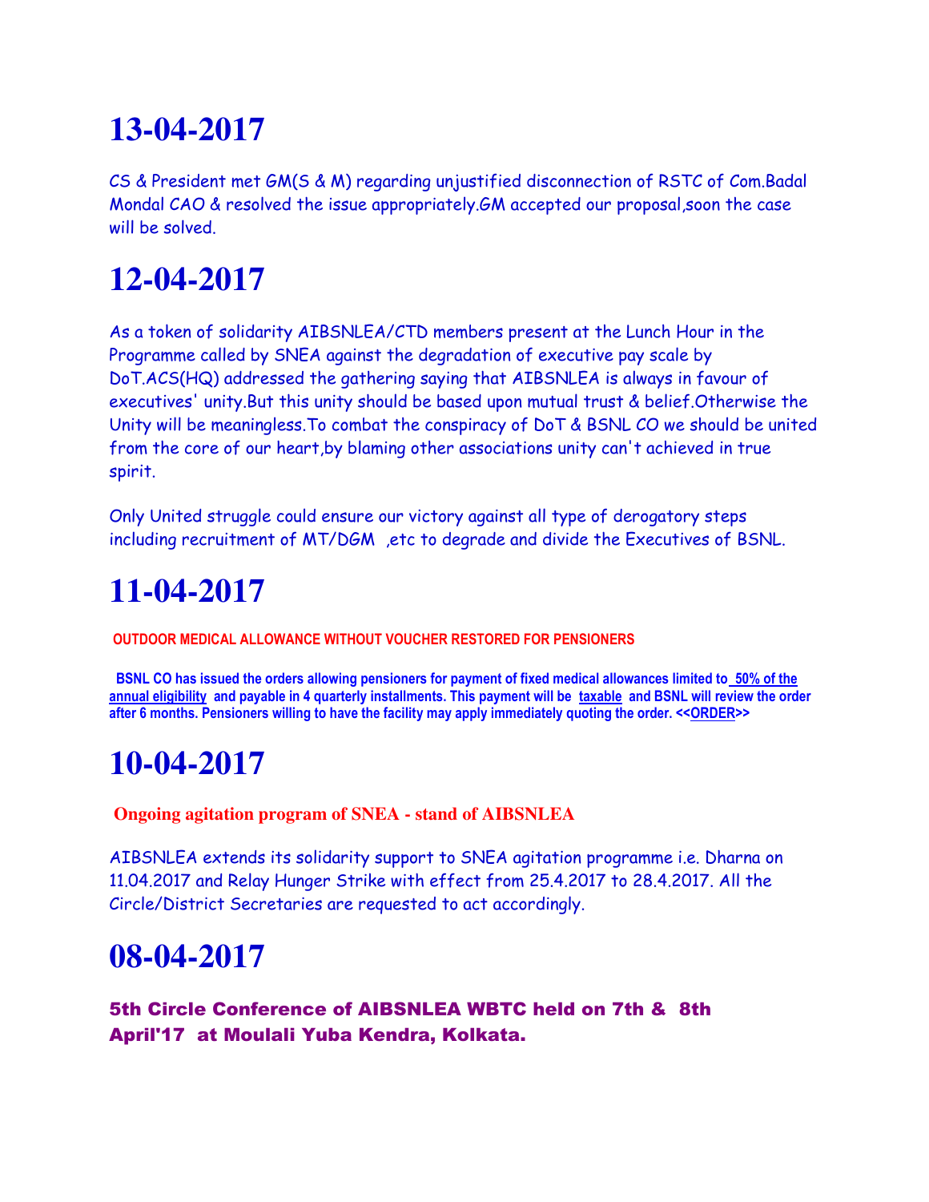# 13-04-2017

CS & President met GM(S & M) regarding unjustified disconnection of RSTC of Com.Badal Mondal CAO & resolved the issue appropriately.GM accepted our proposal,soon the case will be solved.

# 12-04-2017

As a token of solidarity AIBSNLEA/CTD members present at the Lunch Hour in the Programme called by SNEA against the degradation of executive pay scale by DoT.ACS(HQ) addressed the gathering saying that AIBSNLEA is always in favour of executives' unity.But this unity should be based upon mutual trust & belief.Otherwise the Unity will be meaningless.To combat the conspiracy of DoT & BSNL CO we should be united from the core of our heart,by blaming other associations unity can't achieved in true spirit.

Only United struggle could ensure our victory against all type of derogatory steps including recruitment of MT/DGM ,etc to degrade and divide the Executives of BSNL.

# 11-04-2017

**OUTDOOR MEDICAL ALLOWANCE WITHOUT VOUCHER RESTORED FOR PENSIONERS**

**BSNL CO has issued the orders allowing pensioners for payment of fixed medical allowances limited to 50% of the annual eligibility and payable in 4 quarterly installments. This payment will be taxable and BSNL will review the order after 6 months. Pensioners willing to have the facility may apply immediately quoting the order. <<ORDER>>**

# 10-04-2017

**Ongoing agitation program of SNEA - stand of AIBSNLEA**

AIBSNLEA extends its solidarity support to SNEA agitation programme i.e. Dharna on 11.04.2017 and Relay Hunger Strike with effect from 25.4.2017 to 28.4.2017. All the Circle/District Secretaries are requested to act accordingly.

# 08-04-2017

**5th Circle Conference of AIBSNLEA WBTC held on 7th & 8th April'17 at Moulali Yuba Kendra, Kolkata.**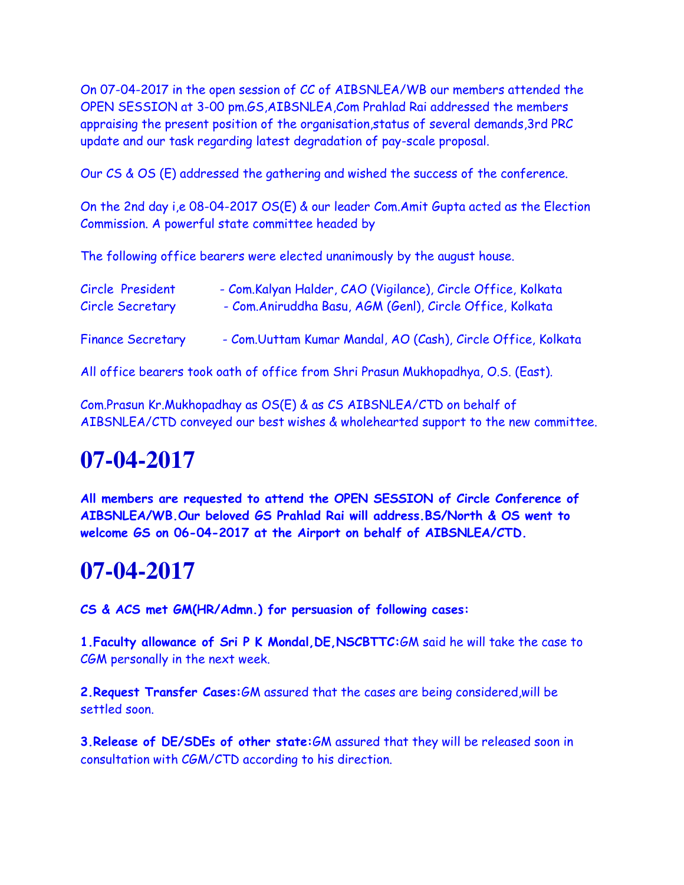On 07-04-2017 in the open session of CC of AIBSNLEA/WB our members attended the OPEN SESSION at 3-00 pm.GS,AIBSNLEA,Com Prahlad Rai addressed the members appraising the present position of the organisation,status of several demands,3rd PRC update and our task regarding latest degradation of pay-scale proposal.

Our CS & OS (E) addressed the gathering and wished the success of the conference.

On the 2nd day i,e 08-04-2017 OS(E) & our leader Com.Amit Gupta acted as the Election Commission. A powerful state committee headed by

The following office bearers were elected unanimously by the august house.

Circle President - Com.Kalyan Halder, CAO (Vigilance), Circle Office, Kolkata
Circle Secretary - Com.Aniruddha Basu, AGM (Genl), Circle Office, Kolkata

Finance Secretary - Com.Uuttam Kumar Mandal, AO (Cash), Circle Office, Kolkata

All office bearers took oath of office from Shri Prasun Mukhopadhya, O.S. (East).

Com.Prasun Kr.Mukhopadhay as OS(E) & as CS AIBSNLEA/CTD on behalf of AIBSNLEA/CTD conveyed our best wishes & wholehearted support to the new committee.

# 07-04-2017

**All members are requested to attend the OPEN SESSION of Circle Conference of AIBSNLEA/WB.Our beloved GS Prahlad Rai will address.BS/North & OS went to welcome GS on 06-04-2017 at the Airport on behalf of AIBSNLEA/CTD.**

# 07-04-2017

**CS & ACS met GM(HR/Admn.) for persuasion of following cases:**

**1.Faculty allowance of Sri P K Mondal,DE,NSCBTTC:**GM said he will take the case to CGM personally in the next week.

**2.Request Transfer Cases:**GM assured that the cases are being considered,will be settled soon.

**3.Release of DE/SDEs of other state:**GM assured that they will be released soon in consultation with CGM/CTD according to his direction.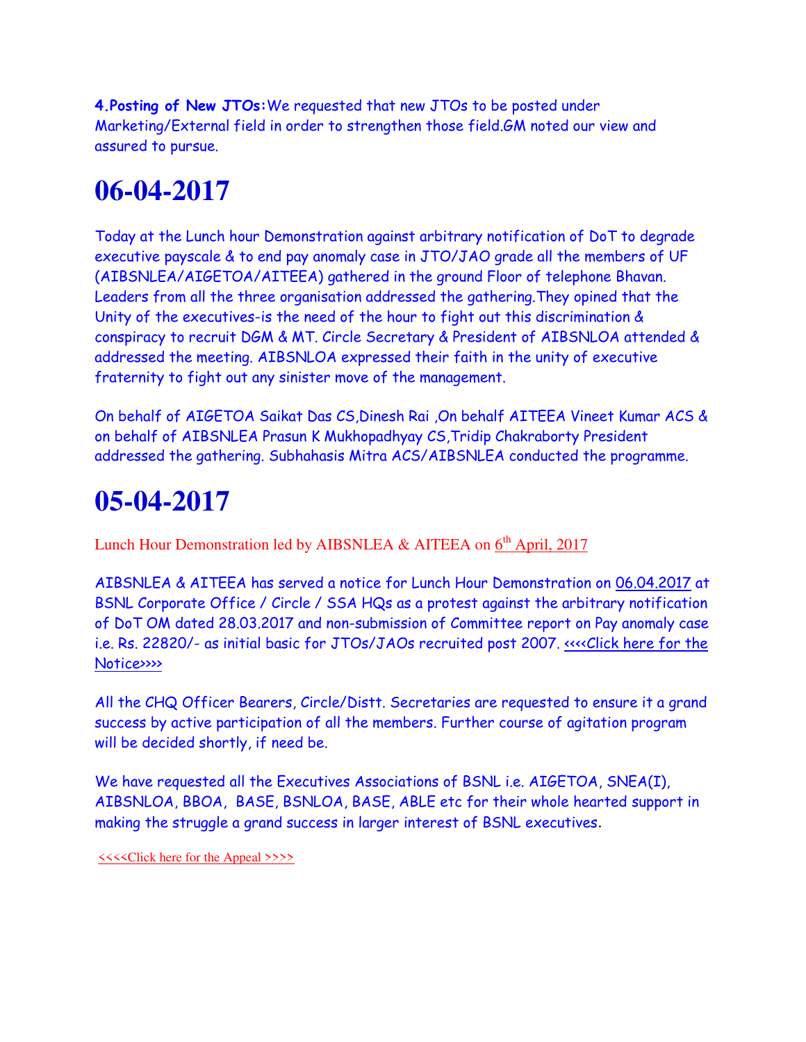**4.Posting of New JTOs:**We requested that new JTOs to be posted under Marketing/External field in order to strengthen those field.GM noted our view and assured to pursue.

# 06-04-2017

Today at the Lunch hour Demonstration against arbitrary notification of DoT to degrade executive payscale & to end pay anomaly case in JTO/JAO grade all the members of UF (AIBSNLEA/AIGETOA/AITEEA) gathered in the ground Floor of telephone Bhavan. Leaders from all the three organisation addressed the gathering.They opined that the Unity of the executives-is the need of the hour to fight out this discrimination & conspiracy to recruit DGM & MT. Circle Secretary & President of AIBSNLOA attended & addressed the meeting. AIBSNLOA expressed their faith in the unity of executive fraternity to fight out any sinister move of the management.

On behalf of AIGETOA Saikat Das CS,Dinesh Rai ,On behalf AITEEA Vineet Kumar ACS & on behalf of AIBSNLEA Prasun K Mukhopadhyay CS,Tridip Chakraborty President addressed the gathering. Subhahasis Mitra ACS/AIBSNLEA conducted the programme.

# 05-04-2017

Lunch Hour Demonstration led by AIBSNLEA & AITEEA on 6th April, 2017

AIBSNLEA & AITEEA has served a notice for Lunch Hour Demonstration on 06.04.2017 at BSNL Corporate Office / Circle / SSA HQs as a protest against the arbitrary notification of DoT OM dated 28.03.2017 and non-submission of Committee report on Pay anomaly case i.e. Rs. 22820/- as initial basic for JTOs/JAOs recruited post 2007. <<<<Click here for the Notice>>>>

All the CHQ Officer Bearers, Circle/Distt. Secretaries are requested to ensure it a grand success by active participation of all the members. Further course of agitation program will be decided shortly, if need be.

We have requested all the Executives Associations of BSNL i.e. AIGETOA, SNEA(I), AIBSNLOA, BBOA, BASE, BSNLOA, BASE, ABLE etc for their whole hearted support in making the struggle a grand success in larger interest of BSNL executives.

<<<<Click here for the Appeal >>>>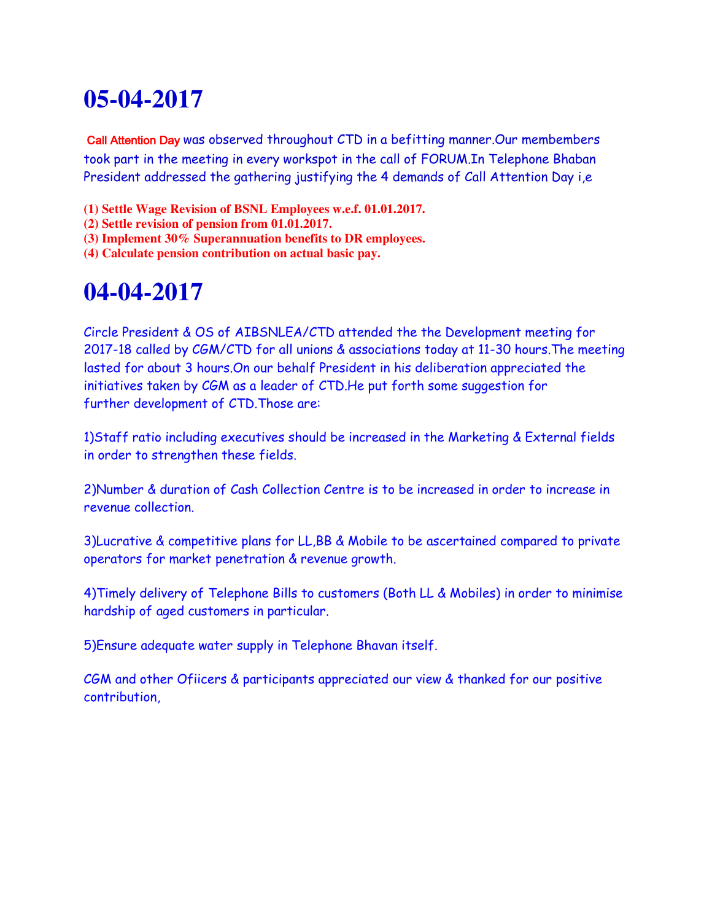# 05-04-2017

Call Attention Day was observed throughout CTD in a befitting manner.Our membembers took part in the meeting in every workspot in the call of FORUM.In Telephone Bhaban President addressed the gathering justifying the 4 demands of Call Attention Day i,e

**(1) Settle Wage Revision of BSNL Employees w.e.f. 01.01.2017.**
**(2) Settle revision of pension from 01.01.2017.**
**(3) Implement 30% Superannuation benefits to DR employees.**
**(4) Calculate pension contribution on actual basic pay.**

# 04-04-2017

Circle President & OS of AIBSNLEA/CTD attended the the Development meeting for 2017-18 called by CGM/CTD for all unions & associations today at 11-30 hours.The meeting lasted for about 3 hours.On our behalf President in his deliberation appreciated the initiatives taken by CGM as a leader of CTD.He put forth some suggestion for further development of CTD.Those are:

1)Staff ratio including executives should be increased in the Marketing & External fields in order to strengthen these fields.

2)Number & duration of Cash Collection Centre is to be increased in order to increase in revenue collection.

3)Lucrative & competitive plans for LL,BB & Mobile to be ascertained compared to private operators for market penetration & revenue growth.

4)Timely delivery of Telephone Bills to customers (Both LL & Mobiles) in order to minimise hardship of aged customers in particular.

5)Ensure adequate water supply in Telephone Bhavan itself.

CGM and other Ofiicers & participants appreciated our view & thanked for our positive contribution,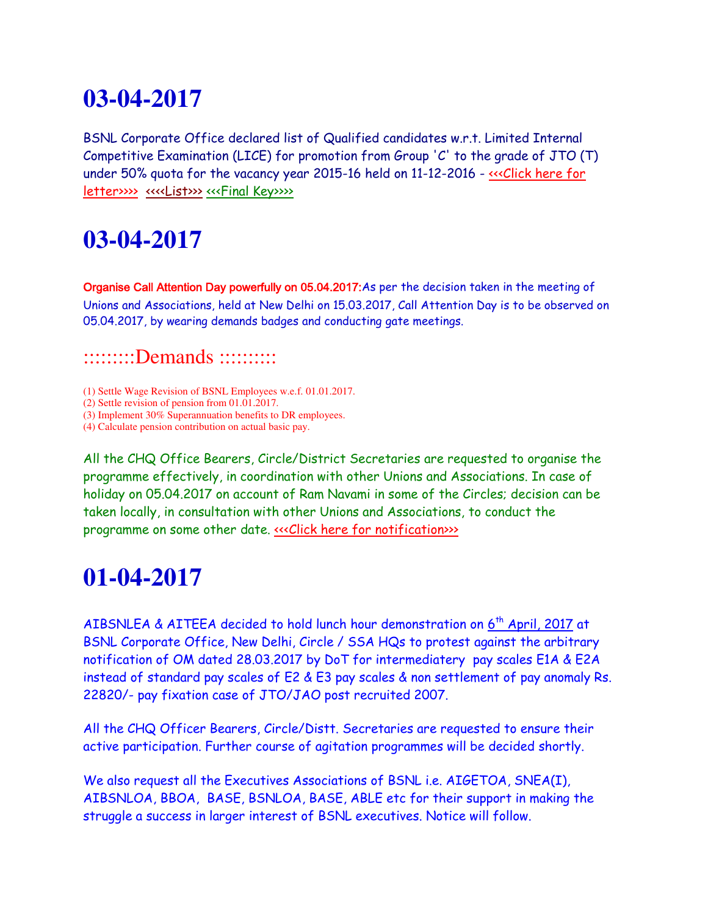# 03-04-2017

BSNL Corporate Office declared list of Qualified candidates w.r.t. Limited Internal Competitive Examination (LICE) for promotion from Group 'C' to the grade of JTO (T) under 50% quota for the vacancy year 2015-16 held on 11-12-2016 - <<<Click here for letter>>>> <<<<List>>> <<<Final Key>>>>

# 03-04-2017

**Organise Call Attention Day powerfully on 05.04.2017:** As per the decision taken in the meeting of Unions and Associations, held at New Delhi on 15.03.2017, Call Attention Day is to be observed on 05.04.2017, by wearing demands badges and conducting gate meetings.

## :::::::::Demands ::::::::::

(1) Settle Wage Revision of BSNL Employees w.e.f. 01.01.2017.
(2) Settle revision of pension from 01.01.2017.
(3) Implement 30% Superannuation benefits to DR employees.
(4) Calculate pension contribution on actual basic pay.

All the CHQ Office Bearers, Circle/District Secretaries are requested to organise the programme effectively, in coordination with other Unions and Associations. In case of holiday on 05.04.2017 on account of Ram Navami in some of the Circles; decision can be taken locally, in consultation with other Unions and Associations, to conduct the programme on some other date. <<<Click here for notification>>>

# 01-04-2017

AIBSNLEA & AITEEA decided to hold lunch hour demonstration on 6th April, 2017 at BSNL Corporate Office, New Delhi, Circle / SSA HQs to protest against the arbitrary notification of OM dated 28.03.2017 by DoT for intermediatery pay scales E1A & E2A instead of standard pay scales of E2 & E3 pay scales & non settlement of pay anomaly Rs. 22820/- pay fixation case of JTO/JAO post recruited 2007.

All the CHQ Officer Bearers, Circle/Distt. Secretaries are requested to ensure their active participation. Further course of agitation programmes will be decided shortly.

We also request all the Executives Associations of BSNL i.e. AIGETOA, SNEA(I), AIBSNLOA, BBOA, BASE, BSNLOA, BASE, ABLE etc for their support in making the struggle a success in larger interest of BSNL executives. Notice will follow.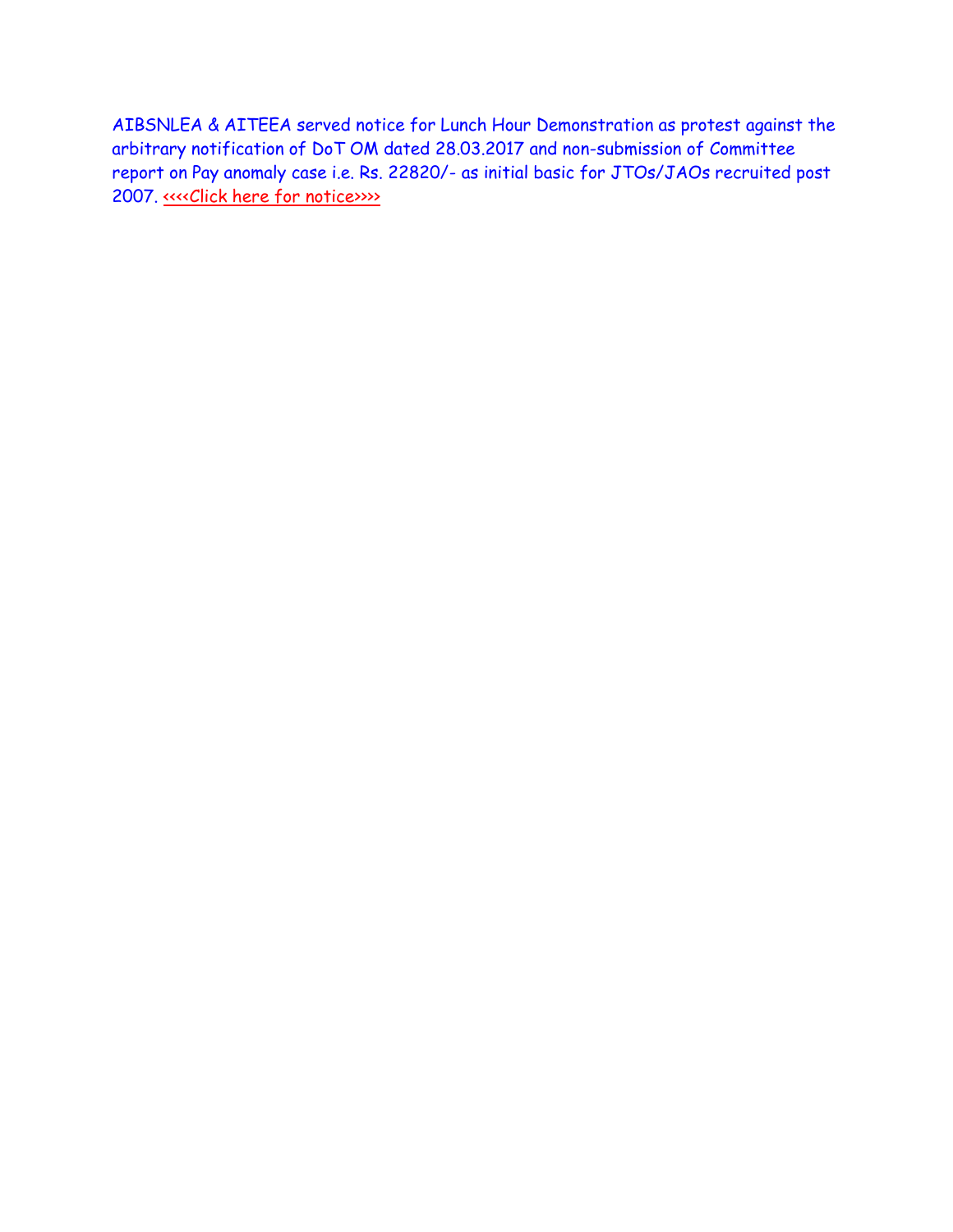AIBSNLEA & AITEEA served notice for Lunch Hour Demonstration as protest against the arbitrary notification of DoT OM dated 28.03.2017 and non-submission of Committee report on Pay anomaly case i.e. Rs. 22820/- as initial basic for JTOs/JAOs recruited post 2007. <<<<Click here for notice>>>>